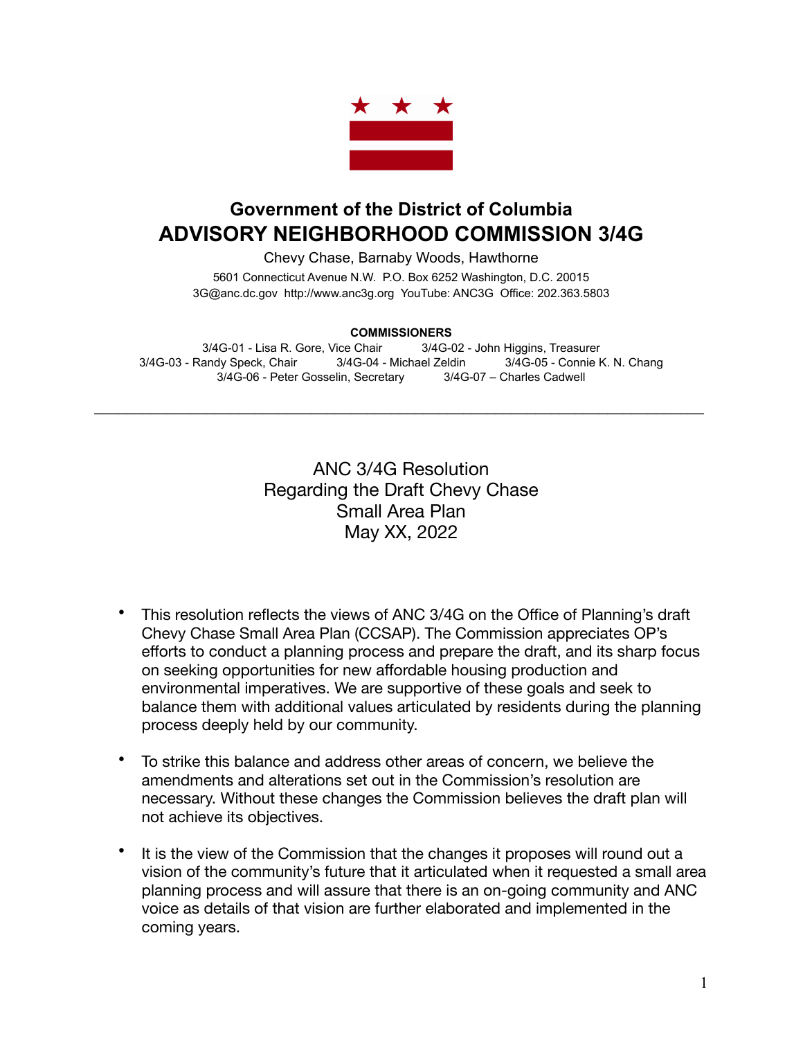# Government of the District of Columbia
# ADVISORY NEIGHBORHOOD COMMISSION 3/4G

Chevy Chase, Barnaby Woods, Hawthorne

5601 Connecticut Avenue N.W. P.O. Box 6252 Washington, D.C. 20015
3G@anc.dc.gov http://www.anc3g.org YouTube: ANC3G Office: 202.363.5803

**COMMISSIONERS**

3/4G-01 - Lisa R. Gore, Vice Chair
3/4G-02 - John Higgins, Treasurer
3/4G-03 - Randy Speck, Chair
3/4G-04 - Michael Zeldin
3/4G-05 - Connie K. N. Chang
3/4G-06 - Peter Gosselin, Secretary
3/4G-07 – Charles Cadwell

---

## ANC 3/4G Resolution Regarding the Draft Chevy Chase Small Area Plan May XX, 2022

- This resolution reflects the views of ANC 3/4G on the Office of Planning's draft Chevy Chase Small Area Plan (CCSAP). The Commission appreciates OP's efforts to conduct a planning process and prepare the draft, and its sharp focus on seeking opportunities for new affordable housing production and environmental imperatives. We are supportive of these goals and seek to balance them with additional values articulated by residents during the planning process deeply held by our community.

- To strike this balance and address other areas of concern, we believe the amendments and alterations set out in the Commission's resolution are necessary. Without these changes the Commission believes the draft plan will not achieve its objectives.

- It is the view of the Commission that the changes it proposes will round out a vision of the community's future that it articulated when it requested a small area planning process and will assure that there is an on-going community and ANC voice as details of that vision are further elaborated and implemented in the coming years.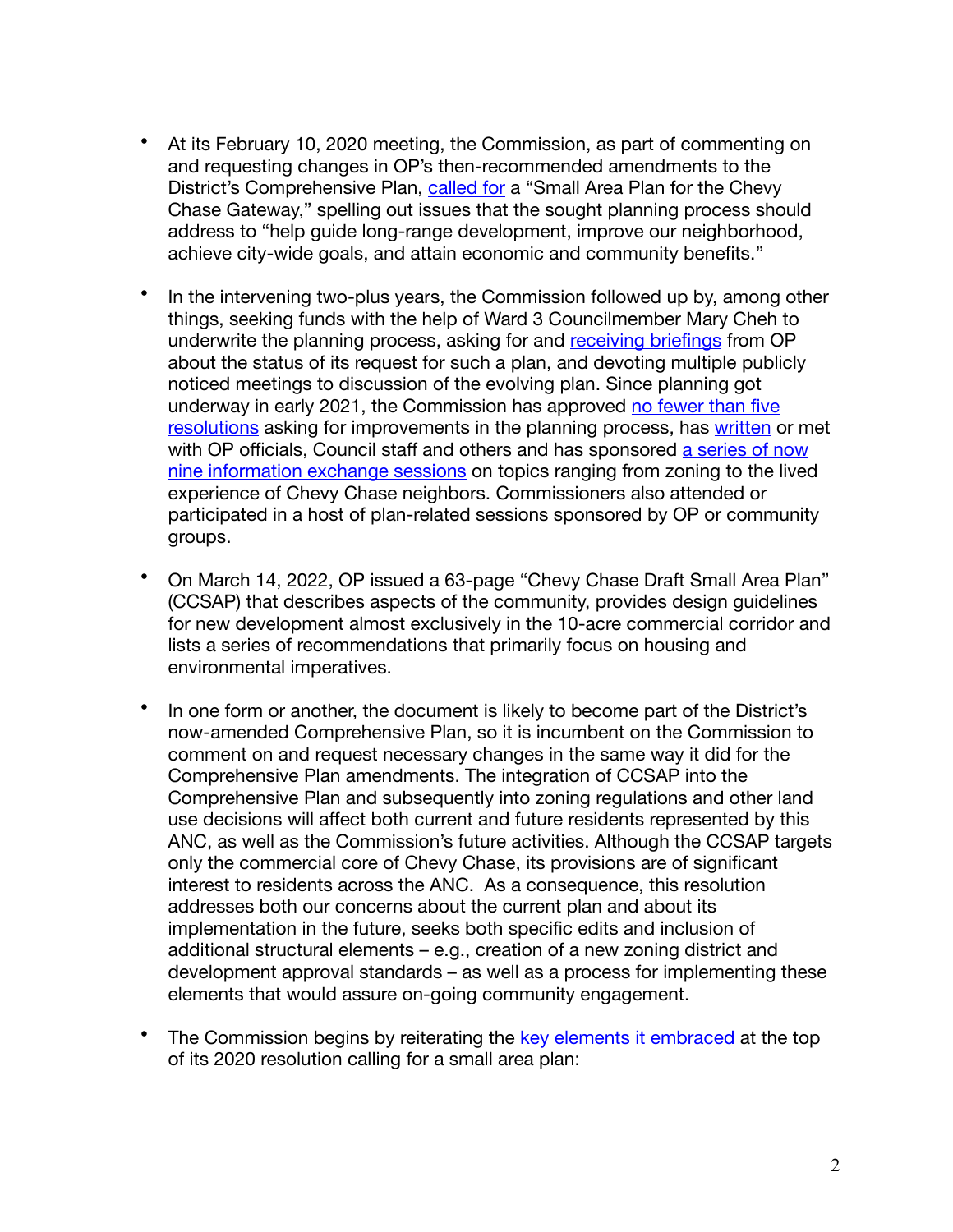- At its February 10, 2020 meeting, the Commission, as part of commenting on and requesting changes in OP's then-recommended amendments to the District's Comprehensive Plan, called for a "Small Area Plan for the Chevy Chase Gateway," spelling out issues that the sought planning process should address to "help guide long-range development, improve our neighborhood, achieve city-wide goals, and attain economic and community benefits."

- In the intervening two-plus years, the Commission followed up by, among other things, seeking funds with the help of Ward 3 Councilmember Mary Cheh to underwrite the planning process, asking for and receiving briefings from OP about the status of its request for such a plan, and devoting multiple publicly noticed meetings to discussion of the evolving plan. Since planning got underway in early 2021, the Commission has approved no fewer than five resolutions asking for improvements in the planning process, has written or met with OP officials, Council staff and others and has sponsored a series of now nine information exchange sessions on topics ranging from zoning to the lived experience of Chevy Chase neighbors. Commissioners also attended or participated in a host of plan-related sessions sponsored by OP or community groups.

- On March 14, 2022, OP issued a 63-page "Chevy Chase Draft Small Area Plan" (CCSAP) that describes aspects of the community, provides design guidelines for new development almost exclusively in the 10-acre commercial corridor and lists a series of recommendations that primarily focus on housing and environmental imperatives.

- In one form or another, the document is likely to become part of the District's now-amended Comprehensive Plan, so it is incumbent on the Commission to comment on and request necessary changes in the same way it did for the Comprehensive Plan amendments. The integration of CCSAP into the Comprehensive Plan and subsequently into zoning regulations and other land use decisions will affect both current and future residents represented by this ANC, as well as the Commission's future activities. Although the CCSAP targets only the commercial core of Chevy Chase, its provisions are of significant interest to residents across the ANC. As a consequence, this resolution addresses both our concerns about the current plan and about its implementation in the future, seeks both specific edits and inclusion of additional structural elements – e.g., creation of a new zoning district and development approval standards – as well as a process for implementing these elements that would assure on-going community engagement.

- The Commission begins by reiterating the key elements it embraced at the top of its 2020 resolution calling for a small area plan: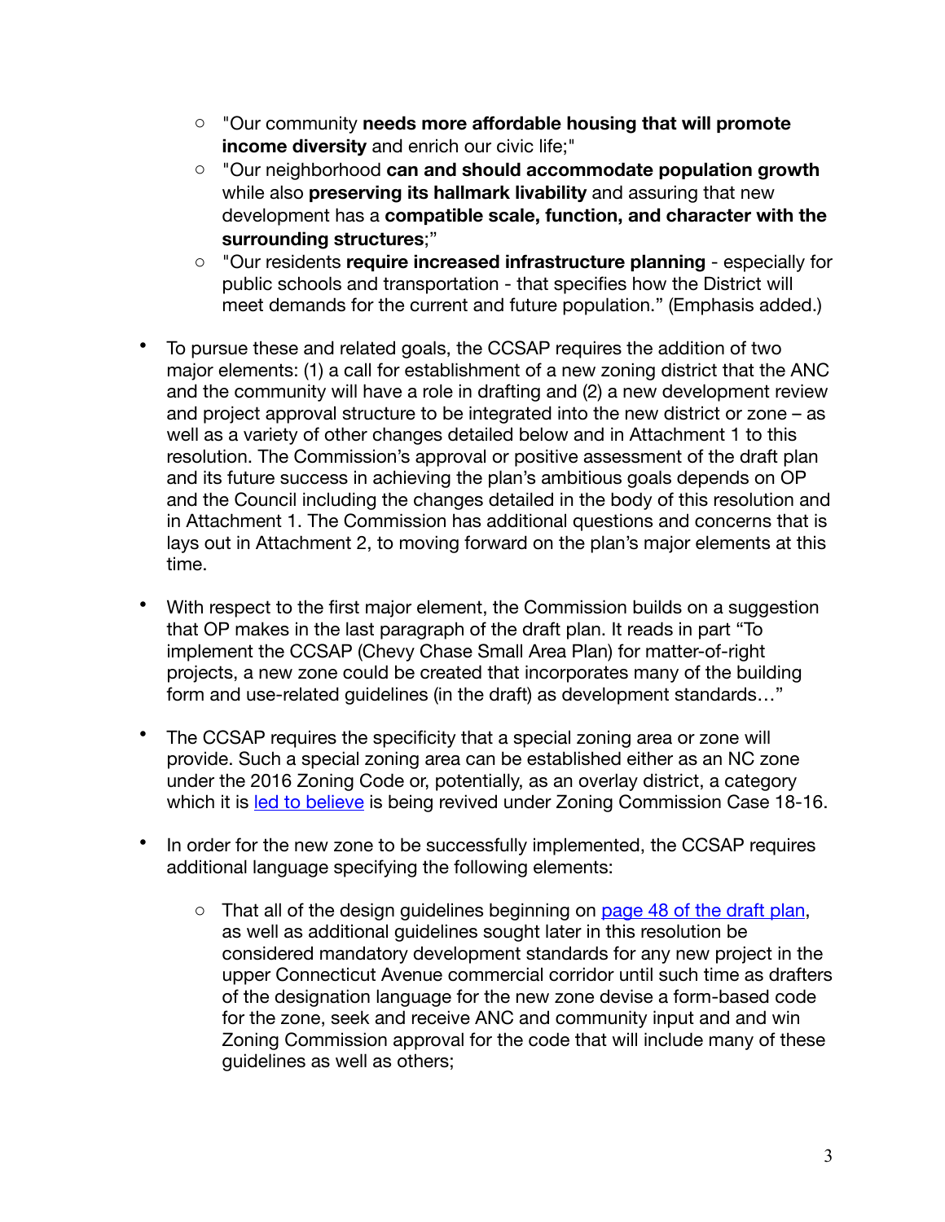- "Our community **needs more affordable housing that will promote income diversity** and enrich our civic life;"
  - "Our neighborhood **can and should accommodate population growth** while also **preserving its hallmark livability** and assuring that new development has a **compatible scale, function, and character with the surrounding structures**;"
  - "Our residents **require increased infrastructure planning** - especially for public schools and transportation - that specifies how the District will meet demands for the current and future population." (Emphasis added.)

- To pursue these and related goals, the CCSAP requires the addition of two major elements: (1) a call for establishment of a new zoning district that the ANC and the community will have a role in drafting and (2) a new development review and project approval structure to be integrated into the new district or zone – as well as a variety of other changes detailed below and in Attachment 1 to this resolution. The Commission's approval or positive assessment of the draft plan and its future success in achieving the plan's ambitious goals depends on OP and the Council including the changes detailed in the body of this resolution and in Attachment 1. The Commission has additional questions and concerns that is lays out in Attachment 2, to moving forward on the plan's major elements at this time.

- With respect to the first major element, the Commission builds on a suggestion that OP makes in the last paragraph of the draft plan. It reads in part "To implement the CCSAP (Chevy Chase Small Area Plan) for matter-of-right projects, a new zone could be created that incorporates many of the building form and use-related guidelines (in the draft) as development standards…"

- The CCSAP requires the specificity that a special zoning area or zone will provide. Such a special zoning area can be established either as an NC zone under the 2016 Zoning Code or, potentially, as an overlay district, a category which it is led to believe is being revived under Zoning Commission Case 18-16.

- In order for the new zone to be successfully implemented, the CCSAP requires additional language specifying the following elements:
  - That all of the design guidelines beginning on page 48 of the draft plan, as well as additional guidelines sought later in this resolution be considered mandatory development standards for any new project in the upper Connecticut Avenue commercial corridor until such time as drafters of the designation language for the new zone devise a form-based code for the zone, seek and receive ANC and community input and and win Zoning Commission approval for the code that will include many of these guidelines as well as others;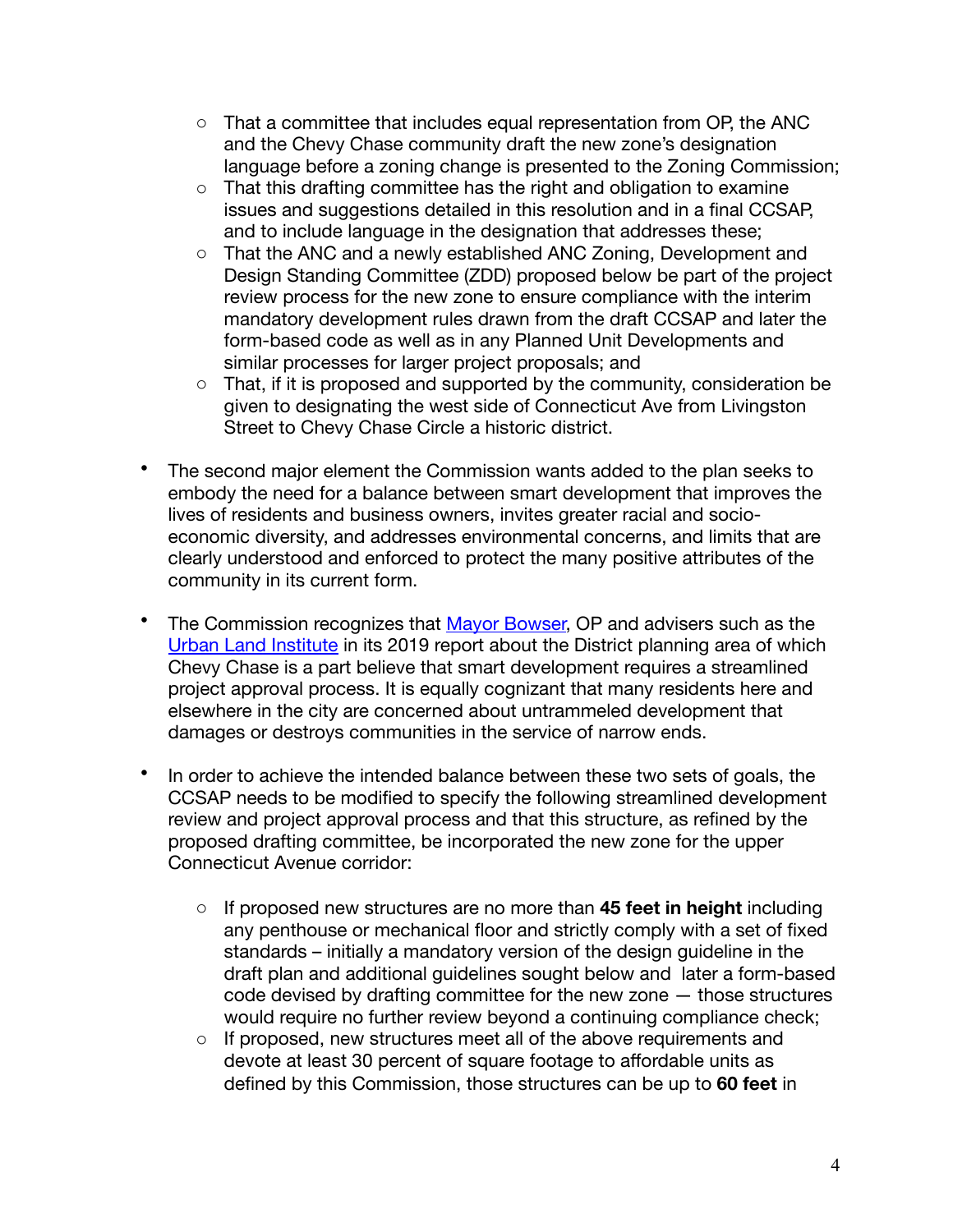- That a committee that includes equal representation from OP, the ANC and the Chevy Chase community draft the new zone's designation language before a zoning change is presented to the Zoning Commission;
- That this drafting committee has the right and obligation to examine issues and suggestions detailed in this resolution and in a final CCSAP, and to include language in the designation that addresses these;
- That the ANC and a newly established ANC Zoning, Development and Design Standing Committee (ZDD) proposed below be part of the project review process for the new zone to ensure compliance with the interim mandatory development rules drawn from the draft CCSAP and later the form-based code as well as in any Planned Unit Developments and similar processes for larger project proposals; and
- That, if it is proposed and supported by the community, consideration be given to designating the west side of Connecticut Ave from Livingston Street to Chevy Chase Circle a historic district.

- The second major element the Commission wants added to the plan seeks to embody the need for a balance between smart development that improves the lives of residents and business owners, invites greater racial and socio-economic diversity, and addresses environmental concerns, and limits that are clearly understood and enforced to protect the many positive attributes of the community in its current form.

- The Commission recognizes that [Mayor Bowser](), OP and advisers such as the [Urban Land Institute]() in its 2019 report about the District planning area of which Chevy Chase is a part believe that smart development requires a streamlined project approval process. It is equally cognizant that many residents here and elsewhere in the city are concerned about untrammeled development that damages or destroys communities in the service of narrow ends.

- In order to achieve the intended balance between these two sets of goals, the CCSAP needs to be modified to specify the following streamlined development review and project approval process and that this structure, as refined by the proposed drafting committee, be incorporated the new zone for the upper Connecticut Avenue corridor:

  - If proposed new structures are no more than **45 feet in height** including any penthouse or mechanical floor and strictly comply with a set of fixed standards – initially a mandatory version of the design guideline in the draft plan and additional guidelines sought below and later a form-based code devised by drafting committee for the new zone — those structures would require no further review beyond a continuing compliance check;
  - If proposed, new structures meet all of the above requirements and devote at least 30 percent of square footage to affordable units as defined by this Commission, those structures can be up to **60 feet** in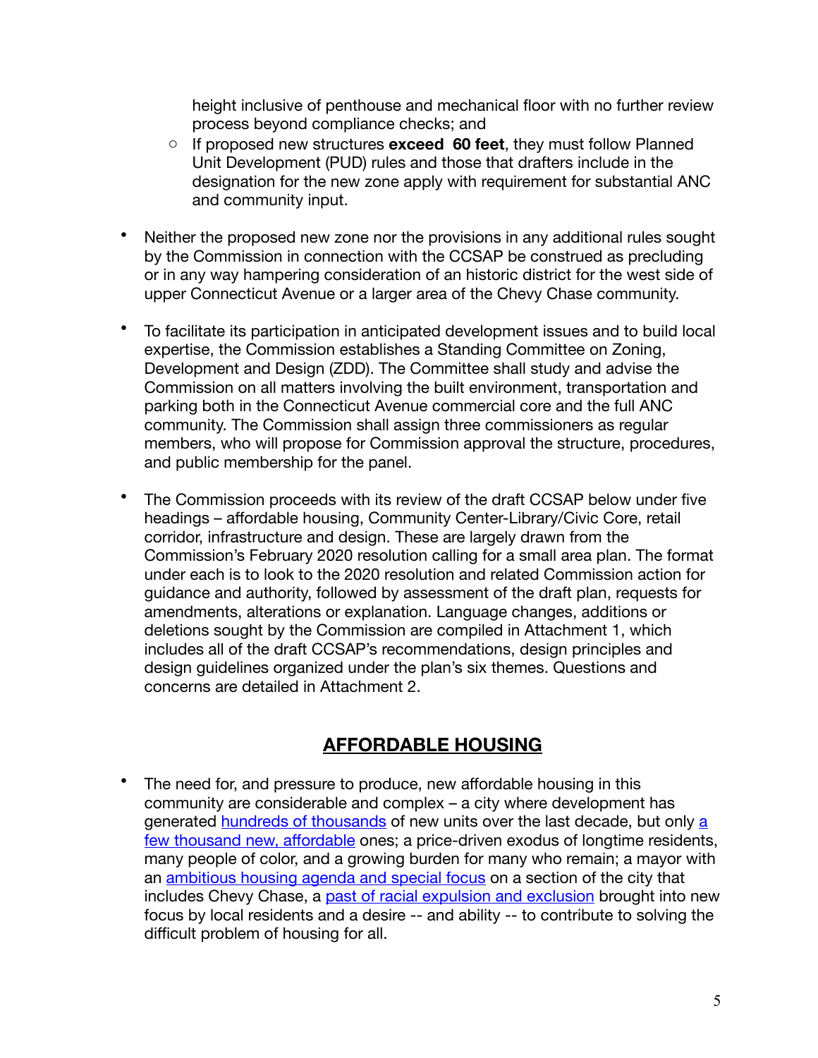height inclusive of penthouse and mechanical floor with no further review process beyond compliance checks; and
    - If proposed new structures **exceed 60 feet**, they must follow Planned Unit Development (PUD) rules and those that drafters include in the designation for the new zone apply with requirement for substantial ANC and community input.

- Neither the proposed new zone nor the provisions in any additional rules sought by the Commission in connection with the CCSAP be construed as precluding or in any way hampering consideration of an historic district for the west side of upper Connecticut Avenue or a larger area of the Chevy Chase community.

- To facilitate its participation in anticipated development issues and to build local expertise, the Commission establishes a Standing Committee on Zoning, Development and Design (ZDD). The Committee shall study and advise the Commission on all matters involving the built environment, transportation and parking both in the Connecticut Avenue commercial core and the full ANC community. The Commission shall assign three commissioners as regular members, who will propose for Commission approval the structure, procedures, and public membership for the panel.

- The Commission proceeds with its review of the draft CCSAP below under five headings – affordable housing, Community Center-Library/Civic Core, retail corridor, infrastructure and design. These are largely drawn from the Commission's February 2020 resolution calling for a small area plan. The format under each is to look to the 2020 resolution and related Commission action for guidance and authority, followed by assessment of the draft plan, requests for amendments, alterations or explanation. Language changes, additions or deletions sought by the Commission are compiled in Attachment 1, which includes all of the draft CCSAP's recommendations, design principles and design guidelines organized under the plan's six themes. Questions and concerns are detailed in Attachment 2.

## AFFORDABLE HOUSING

- The need for, and pressure to produce, new affordable housing in this community are considerable and complex – a city where development has generated hundreds of thousands of new units over the last decade, but only a few thousand new, affordable ones; a price-driven exodus of longtime residents, many people of color, and a growing burden for many who remain; a mayor with an ambitious housing agenda and special focus on a section of the city that includes Chevy Chase, a past of racial expulsion and exclusion brought into new focus by local residents and a desire -- and ability -- to contribute to solving the difficult problem of housing for all.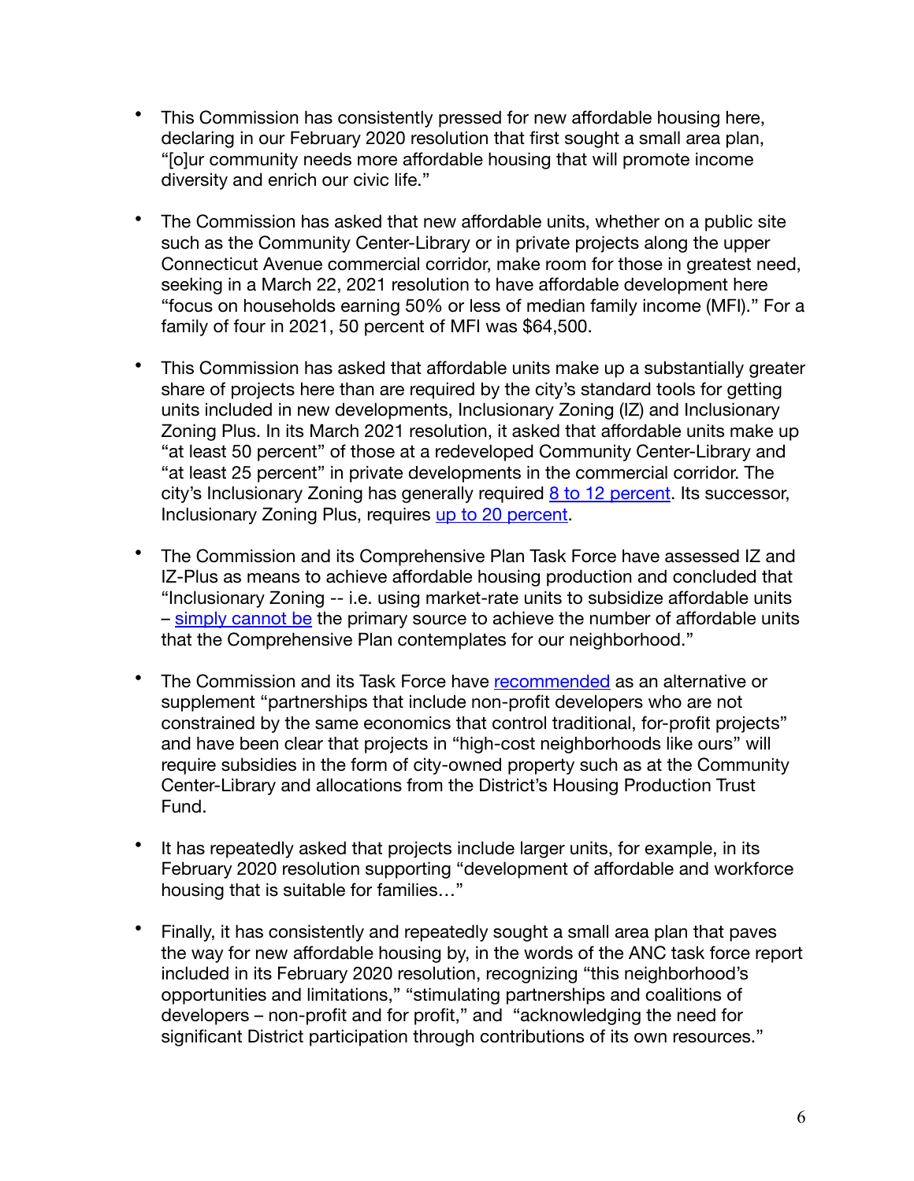- This Commission has consistently pressed for new affordable housing here, declaring in our February 2020 resolution that first sought a small area plan, "[o]ur community needs more affordable housing that will promote income diversity and enrich our civic life."

- The Commission has asked that new affordable units, whether on a public site such as the Community Center-Library or in private projects along the upper Connecticut Avenue commercial corridor, make room for those in greatest need, seeking in a March 22, 2021 resolution to have affordable development here "focus on households earning 50% or less of median family income (MFI)." For a family of four in 2021, 50 percent of MFI was $64,500.

- This Commission has asked that affordable units make up a substantially greater share of projects here than are required by the city's standard tools for getting units included in new developments, Inclusionary Zoning (IZ) and Inclusionary Zoning Plus. In its March 2021 resolution, it asked that affordable units make up "at least 50 percent" of those at a redeveloped Community Center-Library and "at least 25 percent" in private developments in the commercial corridor. The city's Inclusionary Zoning has generally required 8 to 12 percent. Its successor, Inclusionary Zoning Plus, requires up to 20 percent.

- The Commission and its Comprehensive Plan Task Force have assessed IZ and IZ-Plus as means to achieve affordable housing production and concluded that "Inclusionary Zoning -- i.e. using market-rate units to subsidize affordable units – simply cannot be the primary source to achieve the number of affordable units that the Comprehensive Plan contemplates for our neighborhood."

- The Commission and its Task Force have recommended as an alternative or supplement "partnerships that include non-profit developers who are not constrained by the same economics that control traditional, for-profit projects" and have been clear that projects in "high-cost neighborhoods like ours" will require subsidies in the form of city-owned property such as at the Community Center-Library and allocations from the District's Housing Production Trust Fund.

- It has repeatedly asked that projects include larger units, for example, in its February 2020 resolution supporting "development of affordable and workforce housing that is suitable for families…"

- Finally, it has consistently and repeatedly sought a small area plan that paves the way for new affordable housing by, in the words of the ANC task force report included in its February 2020 resolution, recognizing "this neighborhood's opportunities and limitations," "stimulating partnerships and coalitions of developers – non-profit and for profit," and "acknowledging the need for significant District participation through contributions of its own resources."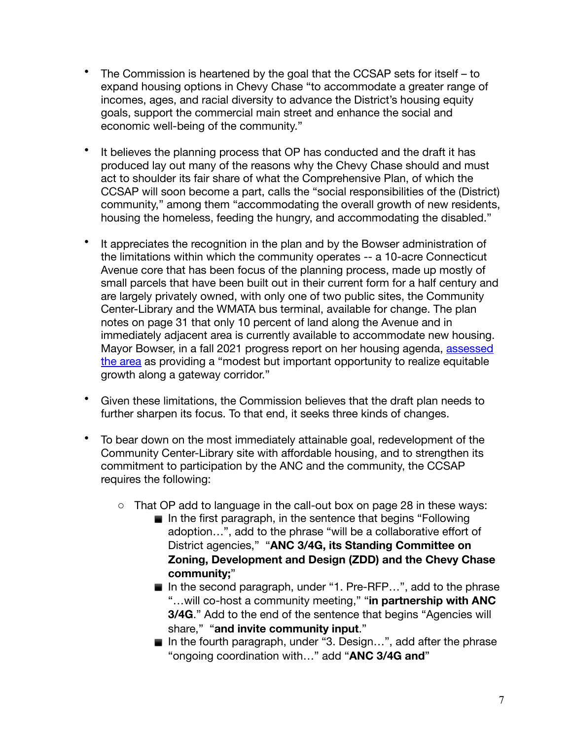- The Commission is heartened by the goal that the CCSAP sets for itself – to expand housing options in Chevy Chase "to accommodate a greater range of incomes, ages, and racial diversity to advance the District's housing equity goals, support the commercial main street and enhance the social and economic well-being of the community."

- It believes the planning process that OP has conducted and the draft it has produced lay out many of the reasons why the Chevy Chase should and must act to shoulder its fair share of what the Comprehensive Plan, of which the CCSAP will soon become a part, calls the "social responsibilities of the (District) community," among them "accommodating the overall growth of new residents, housing the homeless, feeding the hungry, and accommodating the disabled."

- It appreciates the recognition in the plan and by the Bowser administration of the limitations within which the community operates -- a 10-acre Connecticut Avenue core that has been focus of the planning process, made up mostly of small parcels that have been built out in their current form for a half century and are largely privately owned, with only one of two public sites, the Community Center-Library and the WMATA bus terminal, available for change. The plan notes on page 31 that only 10 percent of land along the Avenue and in immediately adjacent area is currently available to accommodate new housing. Mayor Bowser, in a fall 2021 progress report on her housing agenda, [assessed the area]() as providing a "modest but important opportunity to realize equitable growth along a gateway corridor."

- Given these limitations, the Commission believes that the draft plan needs to further sharpen its focus. To that end, it seeks three kinds of changes.

- To bear down on the most immediately attainable goal, redevelopment of the Community Center-Library site with affordable housing, and to strengthen its commitment to participation by the ANC and the community, the CCSAP requires the following:
  - That OP add to language in the call-out box on page 28 in these ways:
    - In the first paragraph, in the sentence that begins "Following adoption…", add to the phrase "will be a collaborative effort of District agencies," "**ANC 3/4G, its Standing Committee on Zoning, Development and Design (ZDD) and the Chevy Chase community;**"
    - In the second paragraph, under "1. Pre-RFP…", add to the phrase "…will co-host a community meeting," "**in partnership with ANC 3/4G**." Add to the end of the sentence that begins "Agencies will share," "**and invite community input**."
    - In the fourth paragraph, under "3. Design…", add after the phrase "ongoing coordination with…" add "**ANC 3/4G and**"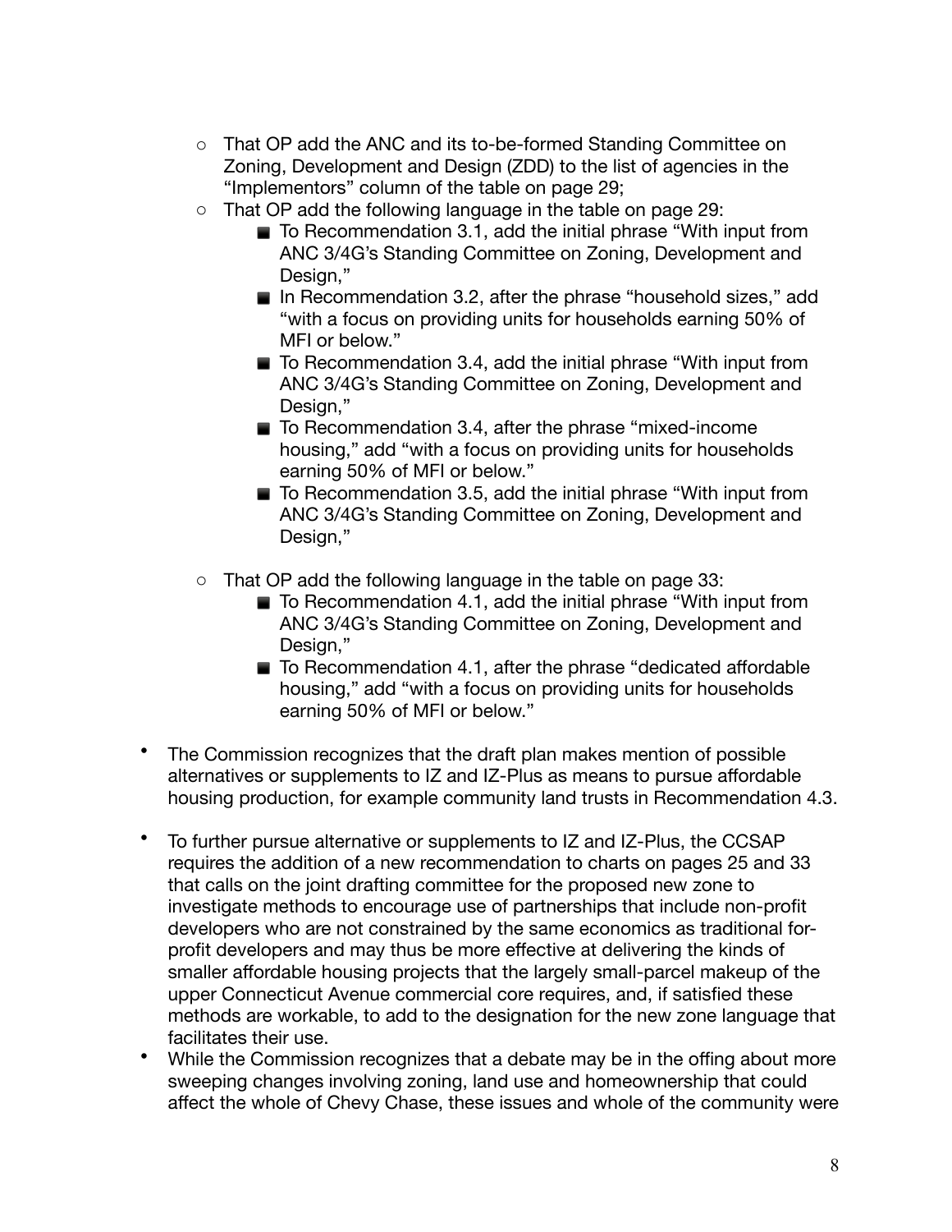- That OP add the ANC and its to-be-formed Standing Committee on Zoning, Development and Design (ZDD) to the list of agencies in the "Implementors" column of the table on page 29;
  - That OP add the following language in the table on page 29:
    - To Recommendation 3.1, add the initial phrase "With input from ANC 3/4G's Standing Committee on Zoning, Development and Design,"
    - In Recommendation 3.2, after the phrase "household sizes," add "with a focus on providing units for households earning 50% of MFI or below."
    - To Recommendation 3.4, add the initial phrase "With input from ANC 3/4G's Standing Committee on Zoning, Development and Design,"
    - To Recommendation 3.4, after the phrase "mixed-income housing," add "with a focus on providing units for households earning 50% of MFI or below."
    - To Recommendation 3.5, add the initial phrase "With input from ANC 3/4G's Standing Committee on Zoning, Development and Design,"
  - That OP add the following language in the table on page 33:
    - To Recommendation 4.1, add the initial phrase "With input from ANC 3/4G's Standing Committee on Zoning, Development and Design,"
    - To Recommendation 4.1, after the phrase "dedicated affordable housing," add "with a focus on providing units for households earning 50% of MFI or below."

- The Commission recognizes that the draft plan makes mention of possible alternatives or supplements to IZ and IZ-Plus as means to pursue affordable housing production, for example community land trusts in Recommendation 4.3.

- To further pursue alternative or supplements to IZ and IZ-Plus, the CCSAP requires the addition of a new recommendation to charts on pages 25 and 33 that calls on the joint drafting committee for the proposed new zone to investigate methods to encourage use of partnerships that include non-profit developers who are not constrained by the same economics as traditional for-profit developers and may thus be more effective at delivering the kinds of smaller affordable housing projects that the largely small-parcel makeup of the upper Connecticut Avenue commercial core requires, and, if satisfied these methods are workable, to add to the designation for the new zone language that facilitates their use.
- While the Commission recognizes that a debate may be in the offing about more sweeping changes involving zoning, land use and homeownership that could affect the whole of Chevy Chase, these issues and whole of the community were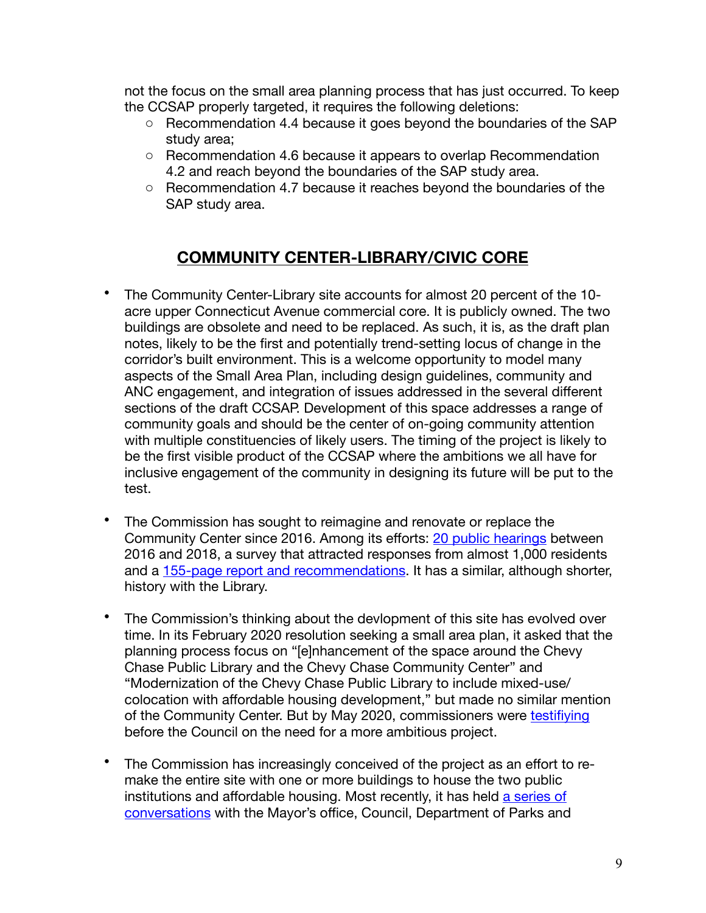not the focus on the small area planning process that has just occurred. To keep the CCSAP properly targeted, it requires the following deletions:

- Recommendation 4.4 because it goes beyond the boundaries of the SAP study area;
- Recommendation 4.6 because it appears to overlap Recommendation 4.2 and reach beyond the boundaries of the SAP study area.
- Recommendation 4.7 because it reaches beyond the boundaries of the SAP study area.

## **COMMUNITY CENTER-LIBRARY/CIVIC CORE**

- The Community Center-Library site accounts for almost 20 percent of the 10-acre upper Connecticut Avenue commercial core. It is publicly owned. The two buildings are obsolete and need to be replaced. As such, it is, as the draft plan notes, likely to be the first and potentially trend-setting locus of change in the corridor's built environment. This is a welcome opportunity to model many aspects of the Small Area Plan, including design guidelines, community and ANC engagement, and integration of issues addressed in the several different sections of the draft CCSAP. Development of this space addresses a range of community goals and should be the center of on-going community attention with multiple constituencies of likely users. The timing of the project is likely to be the first visible product of the CCSAP where the ambitions we all have for inclusive engagement of the community in designing its future will be put to the test.

- The Commission has sought to reimagine and renovate or replace the Community Center since 2016. Among its efforts: 20 public hearings between 2016 and 2018, a survey that attracted responses from almost 1,000 residents and a 155-page report and recommendations. It has a similar, although shorter, history with the Library.

- The Commission's thinking about the devlopment of this site has evolved over time. In its February 2020 resolution seeking a small area plan, it asked that the planning process focus on "[e]nhancement of the space around the Chevy Chase Public Library and the Chevy Chase Community Center" and "Modernization of the Chevy Chase Public Library to include mixed-use/colocation with affordable housing development," but made no similar mention of the Community Center. But by May 2020, commissioners were testifiying before the Council on the need for a more ambitious project.

- The Commission has increasingly conceived of the project as an effort to re-make the entire site with one or more buildings to house the two public institutions and affordable housing. Most recently, it has held a series of conversations with the Mayor's office, Council, Department of Parks and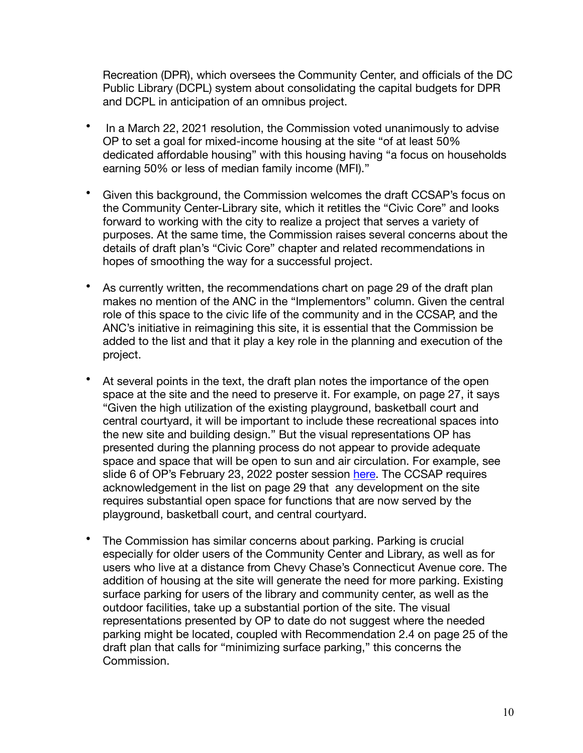Recreation (DPR), which oversees the Community Center, and officials of the DC Public Library (DCPL) system about consolidating the capital budgets for DPR and DCPL in anticipation of an omnibus project.

- In a March 22, 2021 resolution, the Commission voted unanimously to advise OP to set a goal for mixed-income housing at the site "of at least 50% dedicated affordable housing" with this housing having "a focus on households earning 50% or less of median family income (MFI)."

- Given this background, the Commission welcomes the draft CCSAP's focus on the Community Center-Library site, which it retitles the "Civic Core" and looks forward to working with the city to realize a project that serves a variety of purposes. At the same time, the Commission raises several concerns about the details of draft plan's "Civic Core" chapter and related recommendations in hopes of smoothing the way for a successful project.

- As currently written, the recommendations chart on page 29 of the draft plan makes no mention of the ANC in the "Implementors" column. Given the central role of this space to the civic life of the community and in the CCSAP, and the ANC's initiative in reimagining this site, it is essential that the Commission be added to the list and that it play a key role in the planning and execution of the project.

- At several points in the text, the draft plan notes the importance of the open space at the site and the need to preserve it. For example, on page 27, it says "Given the high utilization of the existing playground, basketball court and central courtyard, it will be important to include these recreational spaces into the new site and building design." But the visual representations OP has presented during the planning process do not appear to provide adequate space and space that will be open to sun and air circulation. For example, see slide 6 of OP's February 23, 2022 poster session here. The CCSAP requires acknowledgement in the list on page 29 that any development on the site requires substantial open space for functions that are now served by the playground, basketball court, and central courtyard.

- The Commission has similar concerns about parking. Parking is crucial especially for older users of the Community Center and Library, as well as for users who live at a distance from Chevy Chase's Connecticut Avenue core. The addition of housing at the site will generate the need for more parking. Existing surface parking for users of the library and community center, as well as the outdoor facilities, take up a substantial portion of the site. The visual representations presented by OP to date do not suggest where the needed parking might be located, coupled with Recommendation 2.4 on page 25 of the draft plan that calls for "minimizing surface parking," this concerns the Commission.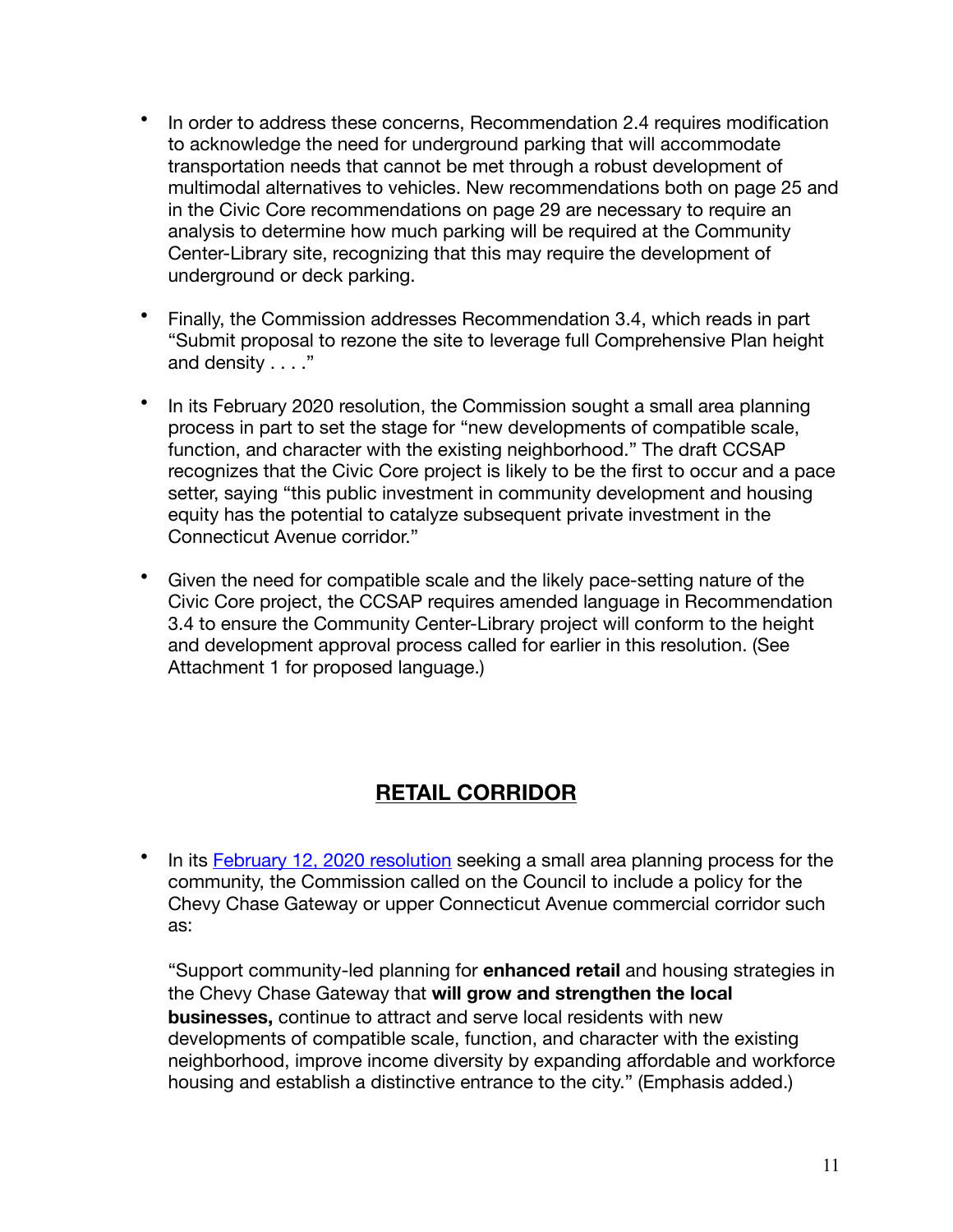- In order to address these concerns, Recommendation 2.4 requires modification to acknowledge the need for underground parking that will accommodate transportation needs that cannot be met through a robust development of multimodal alternatives to vehicles. New recommendations both on page 25 and in the Civic Core recommendations on page 29 are necessary to require an analysis to determine how much parking will be required at the Community Center-Library site, recognizing that this may require the development of underground or deck parking.

- Finally, the Commission addresses Recommendation 3.4, which reads in part "Submit proposal to rezone the site to leverage full Comprehensive Plan height and density . . . ."

- In its February 2020 resolution, the Commission sought a small area planning process in part to set the stage for "new developments of compatible scale, function, and character with the existing neighborhood." The draft CCSAP recognizes that the Civic Core project is likely to be the first to occur and a pace setter, saying "this public investment in community development and housing equity has the potential to catalyze subsequent private investment in the Connecticut Avenue corridor."

- Given the need for compatible scale and the likely pace-setting nature of the Civic Core project, the CCSAP requires amended language in Recommendation 3.4 to ensure the Community Center-Library project will conform to the height and development approval process called for earlier in this resolution. (See Attachment 1 for proposed language.)

## RETAIL CORRIDOR

- In its February 12, 2020 resolution seeking a small area planning process for the community, the Commission called on the Council to include a policy for the Chevy Chase Gateway or upper Connecticut Avenue commercial corridor such as:

  "Support community-led planning for **enhanced retail** and housing strategies in the Chevy Chase Gateway that **will grow and strengthen the local businesses,** continue to attract and serve local residents with new developments of compatible scale, function, and character with the existing neighborhood, improve income diversity by expanding affordable and workforce housing and establish a distinctive entrance to the city." (Emphasis added.)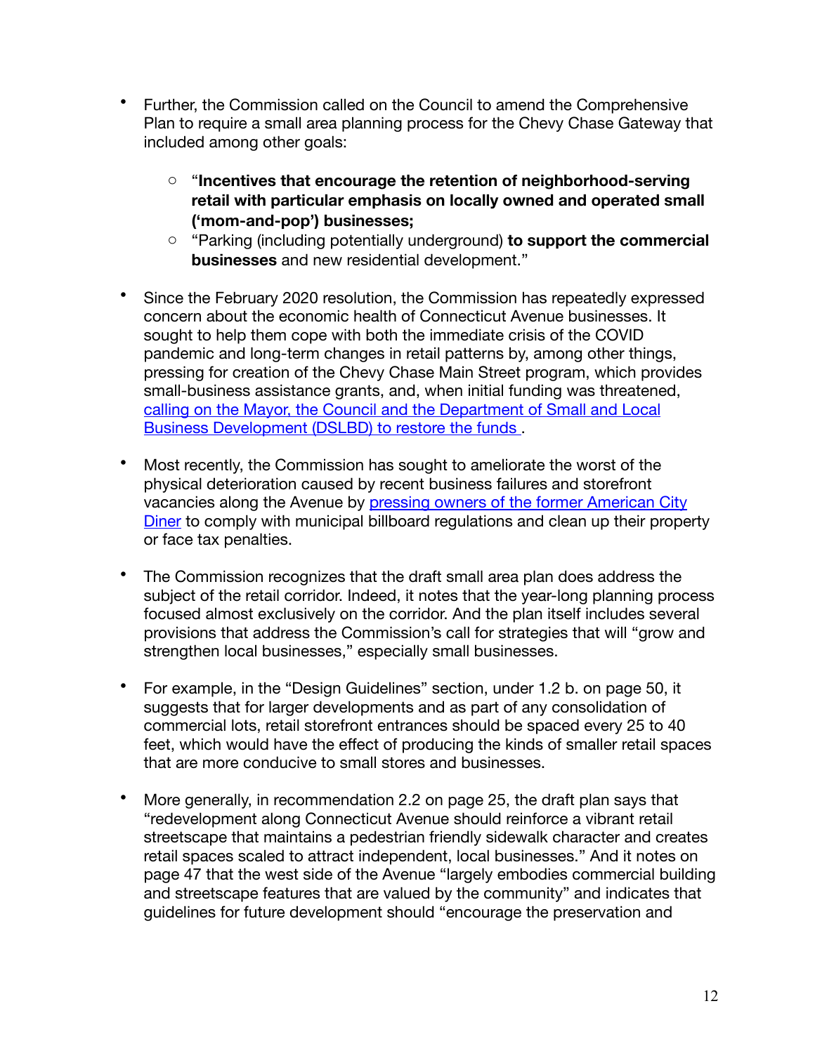- Further, the Commission called on the Council to amend the Comprehensive Plan to require a small area planning process for the Chevy Chase Gateway that included among other goals:
    - "**Incentives that encourage the retention of neighborhood-serving retail with particular emphasis on locally owned and operated small ('mom-and-pop') businesses;**
    - "Parking (including potentially underground) **to support the commercial businesses** and new residential development."

- Since the February 2020 resolution, the Commission has repeatedly expressed concern about the economic health of Connecticut Avenue businesses. It sought to help them cope with both the immediate crisis of the COVID pandemic and long-term changes in retail patterns by, among other things, pressing for creation of the Chevy Chase Main Street program, which provides small-business assistance grants, and, when initial funding was threatened, calling on the Mayor, the Council and the Department of Small and Local Business Development (DSLBD) to restore the funds .

- Most recently, the Commission has sought to ameliorate the worst of the physical deterioration caused by recent business failures and storefront vacancies along the Avenue by pressing owners of the former American City Diner to comply with municipal billboard regulations and clean up their property or face tax penalties.

- The Commission recognizes that the draft small area plan does address the subject of the retail corridor. Indeed, it notes that the year-long planning process focused almost exclusively on the corridor. And the plan itself includes several provisions that address the Commission's call for strategies that will "grow and strengthen local businesses," especially small businesses.

- For example, in the "Design Guidelines" section, under 1.2 b. on page 50, it suggests that for larger developments and as part of any consolidation of commercial lots, retail storefront entrances should be spaced every 25 to 40 feet, which would have the effect of producing the kinds of smaller retail spaces that are more conducive to small stores and businesses.

- More generally, in recommendation 2.2 on page 25, the draft plan says that "redevelopment along Connecticut Avenue should reinforce a vibrant retail streetscape that maintains a pedestrian friendly sidewalk character and creates retail spaces scaled to attract independent, local businesses." And it notes on page 47 that the west side of the Avenue "largely embodies commercial building and streetscape features that are valued by the community" and indicates that guidelines for future development should "encourage the preservation and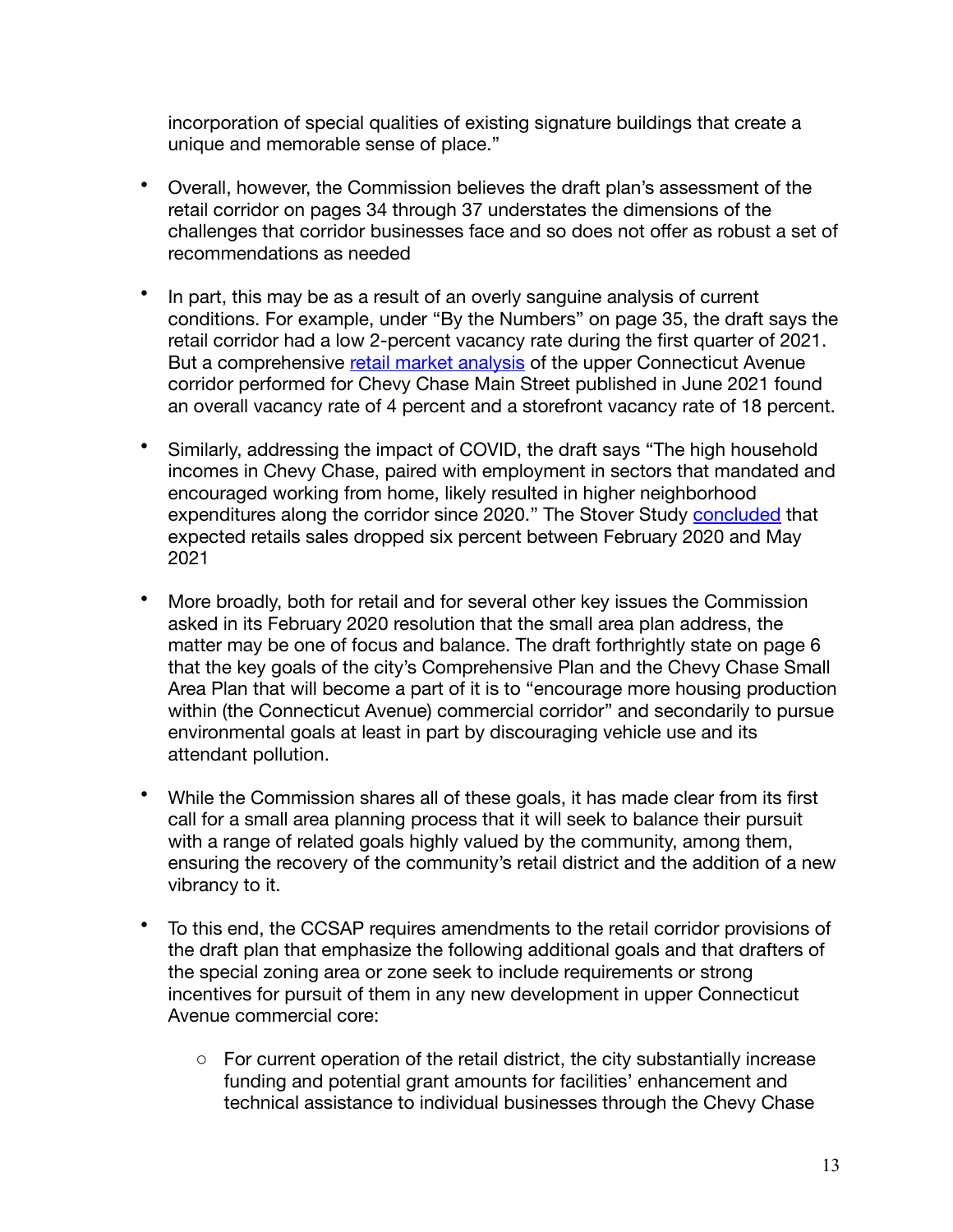incorporation of special qualities of existing signature buildings that create a unique and memorable sense of place."

- Overall, however, the Commission believes the draft plan's assessment of the retail corridor on pages 34 through 37 understates the dimensions of the challenges that corridor businesses face and so does not offer as robust a set of recommendations as needed

- In part, this may be as a result of an overly sanguine analysis of current conditions. For example, under "By the Numbers" on page 35, the draft says the retail corridor had a low 2-percent vacancy rate during the first quarter of 2021. But a comprehensive retail market analysis of the upper Connecticut Avenue corridor performed for Chevy Chase Main Street published in June 2021 found an overall vacancy rate of 4 percent and a storefront vacancy rate of 18 percent.

- Similarly, addressing the impact of COVID, the draft says "The high household incomes in Chevy Chase, paired with employment in sectors that mandated and encouraged working from home, likely resulted in higher neighborhood expenditures along the corridor since 2020." The Stover Study concluded that expected retails sales dropped six percent between February 2020 and May 2021

- More broadly, both for retail and for several other key issues the Commission asked in its February 2020 resolution that the small area plan address, the matter may be one of focus and balance. The draft forthrightly state on page 6 that the key goals of the city's Comprehensive Plan and the Chevy Chase Small Area Plan that will become a part of it is to "encourage more housing production within (the Connecticut Avenue) commercial corridor" and secondarily to pursue environmental goals at least in part by discouraging vehicle use and its attendant pollution.

- While the Commission shares all of these goals, it has made clear from its first call for a small area planning process that it will seek to balance their pursuit with a range of related goals highly valued by the community, among them, ensuring the recovery of the community's retail district and the addition of a new vibrancy to it.

- To this end, the CCSAP requires amendments to the retail corridor provisions of the draft plan that emphasize the following additional goals and that drafters of the special zoning area or zone seek to include requirements or strong incentives for pursuit of them in any new development in upper Connecticut Avenue commercial core:
  - For current operation of the retail district, the city substantially increase funding and potential grant amounts for facilities' enhancement and technical assistance to individual businesses through the Chevy Chase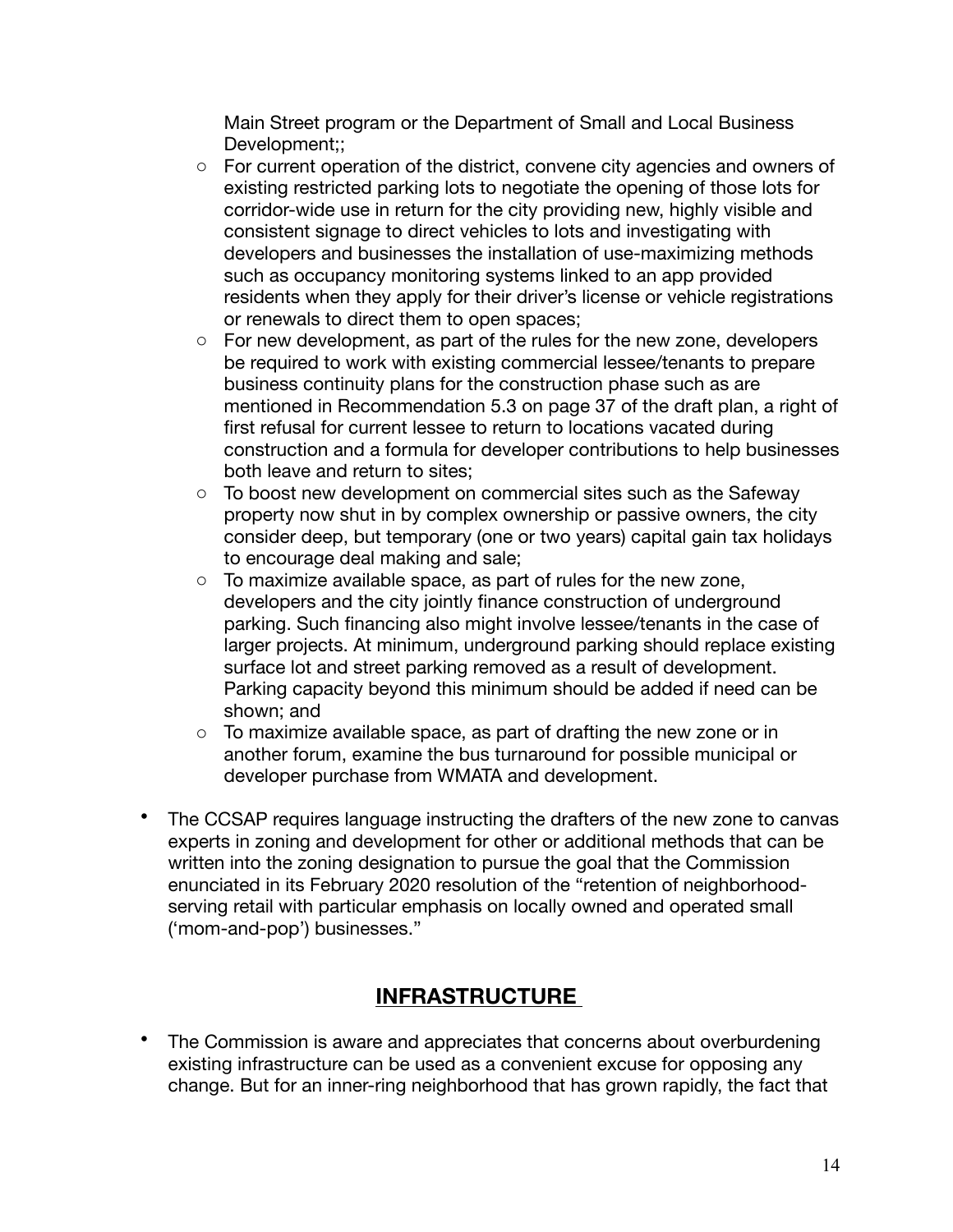Main Street program or the Department of Small and Local Business Development;;

- For current operation of the district, convene city agencies and owners of existing restricted parking lots to negotiate the opening of those lots for corridor-wide use in return for the city providing new, highly visible and consistent signage to direct vehicles to lots and investigating with developers and businesses the installation of use-maximizing methods such as occupancy monitoring systems linked to an app provided residents when they apply for their driver's license or vehicle registrations or renewals to direct them to open spaces;
- For new development, as part of the rules for the new zone, developers be required to work with existing commercial lessee/tenants to prepare business continuity plans for the construction phase such as are mentioned in Recommendation 5.3 on page 37 of the draft plan, a right of first refusal for current lessee to return to locations vacated during construction and a formula for developer contributions to help businesses both leave and return to sites;
- To boost new development on commercial sites such as the Safeway property now shut in by complex ownership or passive owners, the city consider deep, but temporary (one or two years) capital gain tax holidays to encourage deal making and sale;
- To maximize available space, as part of rules for the new zone, developers and the city jointly finance construction of underground parking. Such financing also might involve lessee/tenants in the case of larger projects. At minimum, underground parking should replace existing surface lot and street parking removed as a result of development. Parking capacity beyond this minimum should be added if need can be shown; and
- To maximize available space, as part of drafting the new zone or in another forum, examine the bus turnaround for possible municipal or developer purchase from WMATA and development.

- The CCSAP requires language instructing the drafters of the new zone to canvas experts in zoning and development for other or additional methods that can be written into the zoning designation to pursue the goal that the Commission enunciated in its February 2020 resolution of the "retention of neighborhood-serving retail with particular emphasis on locally owned and operated small ('mom-and-pop') businesses."

## INFRASTRUCTURE

- The Commission is aware and appreciates that concerns about overburdening existing infrastructure can be used as a convenient excuse for opposing any change. But for an inner-ring neighborhood that has grown rapidly, the fact that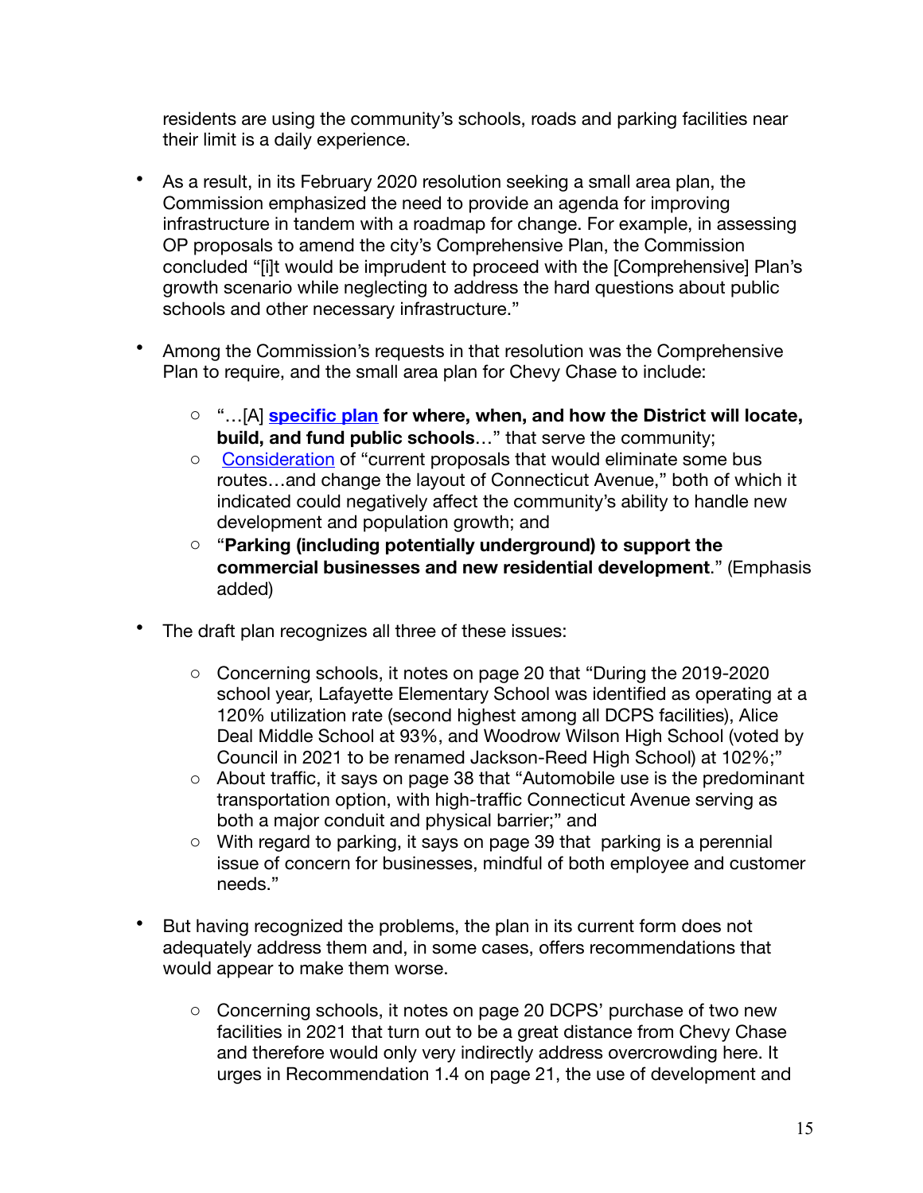residents are using the community's schools, roads and parking facilities near their limit is a daily experience.

- As a result, in its February 2020 resolution seeking a small area plan, the Commission emphasized the need to provide an agenda for improving infrastructure in tandem with a roadmap for change. For example, in assessing OP proposals to amend the city's Comprehensive Plan, the Commission concluded "[i]t would be imprudent to proceed with the [Comprehensive] Plan's growth scenario while neglecting to address the hard questions about public schools and other necessary infrastructure."

- Among the Commission's requests in that resolution was the Comprehensive Plan to require, and the small area plan for Chevy Chase to include:

  - "…[A] **specific plan for where, when, and how the District will locate, build, and fund public schools**…" that serve the community;
  - Consideration of "current proposals that would eliminate some bus routes…and change the layout of Connecticut Avenue," both of which it indicated could negatively affect the community's ability to handle new development and population growth; and
  - "**Parking (including potentially underground) to support the commercial businesses and new residential development**." (Emphasis added)

- The draft plan recognizes all three of these issues:

  - Concerning schools, it notes on page 20 that "During the 2019-2020 school year, Lafayette Elementary School was identified as operating at a 120% utilization rate (second highest among all DCPS facilities), Alice Deal Middle School at 93%, and Woodrow Wilson High School (voted by Council in 2021 to be renamed Jackson-Reed High School) at 102%;"
  - About traffic, it says on page 38 that "Automobile use is the predominant transportation option, with high-traffic Connecticut Avenue serving as both a major conduit and physical barrier;" and
  - With regard to parking, it says on page 39 that parking is a perennial issue of concern for businesses, mindful of both employee and customer needs."

- But having recognized the problems, the plan in its current form does not adequately address them and, in some cases, offers recommendations that would appear to make them worse.

  - Concerning schools, it notes on page 20 DCPS' purchase of two new facilities in 2021 that turn out to be a great distance from Chevy Chase and therefore would only very indirectly address overcrowding here. It urges in Recommendation 1.4 on page 21, the use of development and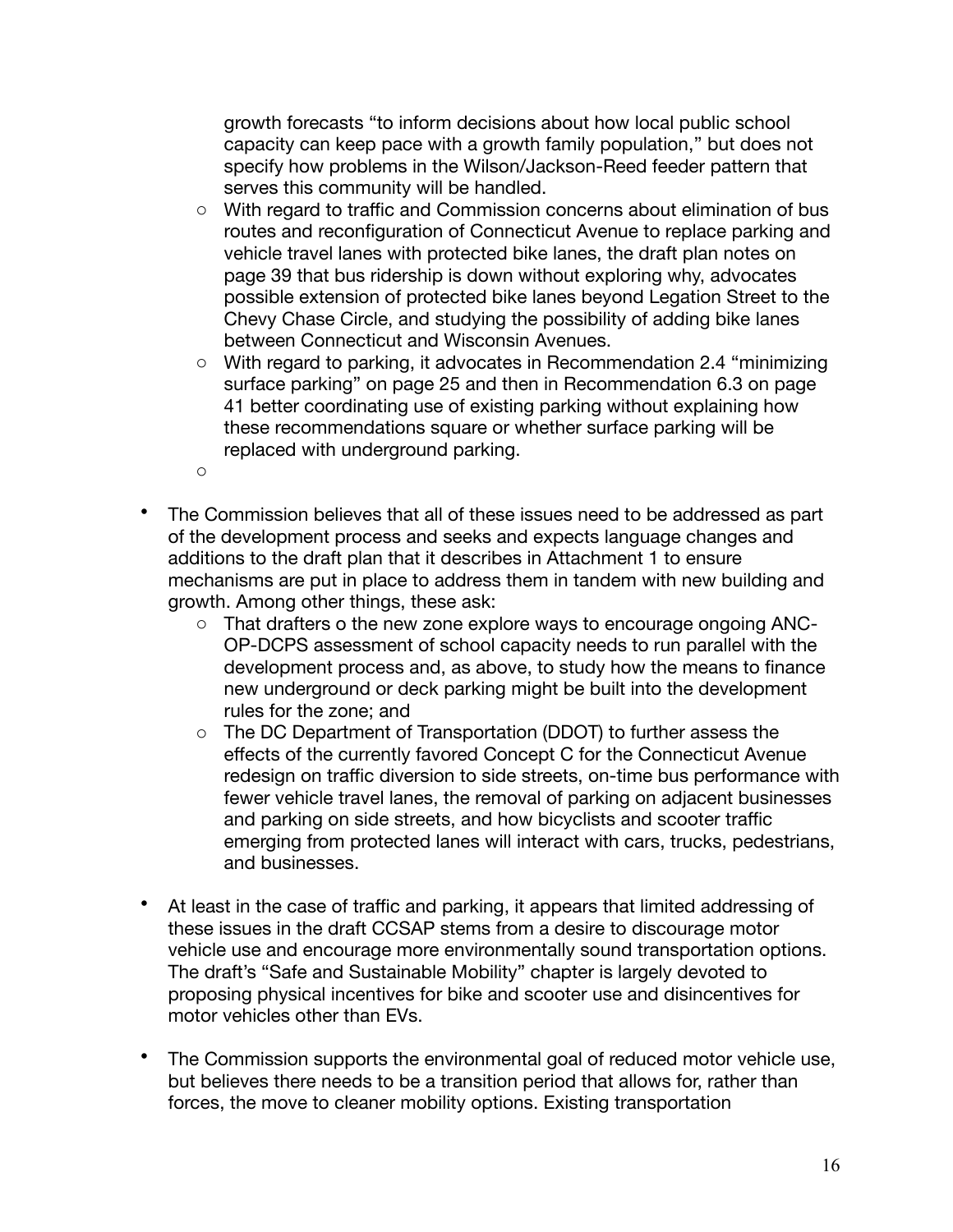growth forecasts "to inform decisions about how local public school capacity can keep pace with a growth family population," but does not specify how problems in the Wilson/Jackson-Reed feeder pattern that serves this community will be handled.

- With regard to traffic and Commission concerns about elimination of bus routes and reconfiguration of Connecticut Avenue to replace parking and vehicle travel lanes with protected bike lanes, the draft plan notes on page 39 that bus ridership is down without exploring why, advocates possible extension of protected bike lanes beyond Legation Street to the Chevy Chase Circle, and studying the possibility of adding bike lanes between Connecticut and Wisconsin Avenues.
- With regard to parking, it advocates in Recommendation 2.4 "minimizing surface parking" on page 25 and then in Recommendation 6.3 on page 41 better coordinating use of existing parking without explaining how these recommendations square or whether surface parking will be replaced with underground parking.

- The Commission believes that all of these issues need to be addressed as part of the development process and seeks and expects language changes and additions to the draft plan that it describes in Attachment 1 to ensure mechanisms are put in place to address them in tandem with new building and growth. Among other things, these ask:
  - That drafters o the new zone explore ways to encourage ongoing ANC-OP-DCPS assessment of school capacity needs to run parallel with the development process and, as above, to study how the means to finance new underground or deck parking might be built into the development rules for the zone; and
  - The DC Department of Transportation (DDOT) to further assess the effects of the currently favored Concept C for the Connecticut Avenue redesign on traffic diversion to side streets, on-time bus performance with fewer vehicle travel lanes, the removal of parking on adjacent businesses and parking on side streets, and how bicyclists and scooter traffic emerging from protected lanes will interact with cars, trucks, pedestrians, and businesses.

- At least in the case of traffic and parking, it appears that limited addressing of these issues in the draft CCSAP stems from a desire to discourage motor vehicle use and encourage more environmentally sound transportation options. The draft's "Safe and Sustainable Mobility" chapter is largely devoted to proposing physical incentives for bike and scooter use and disincentives for motor vehicles other than EVs.

- The Commission supports the environmental goal of reduced motor vehicle use, but believes there needs to be a transition period that allows for, rather than forces, the move to cleaner mobility options. Existing transportation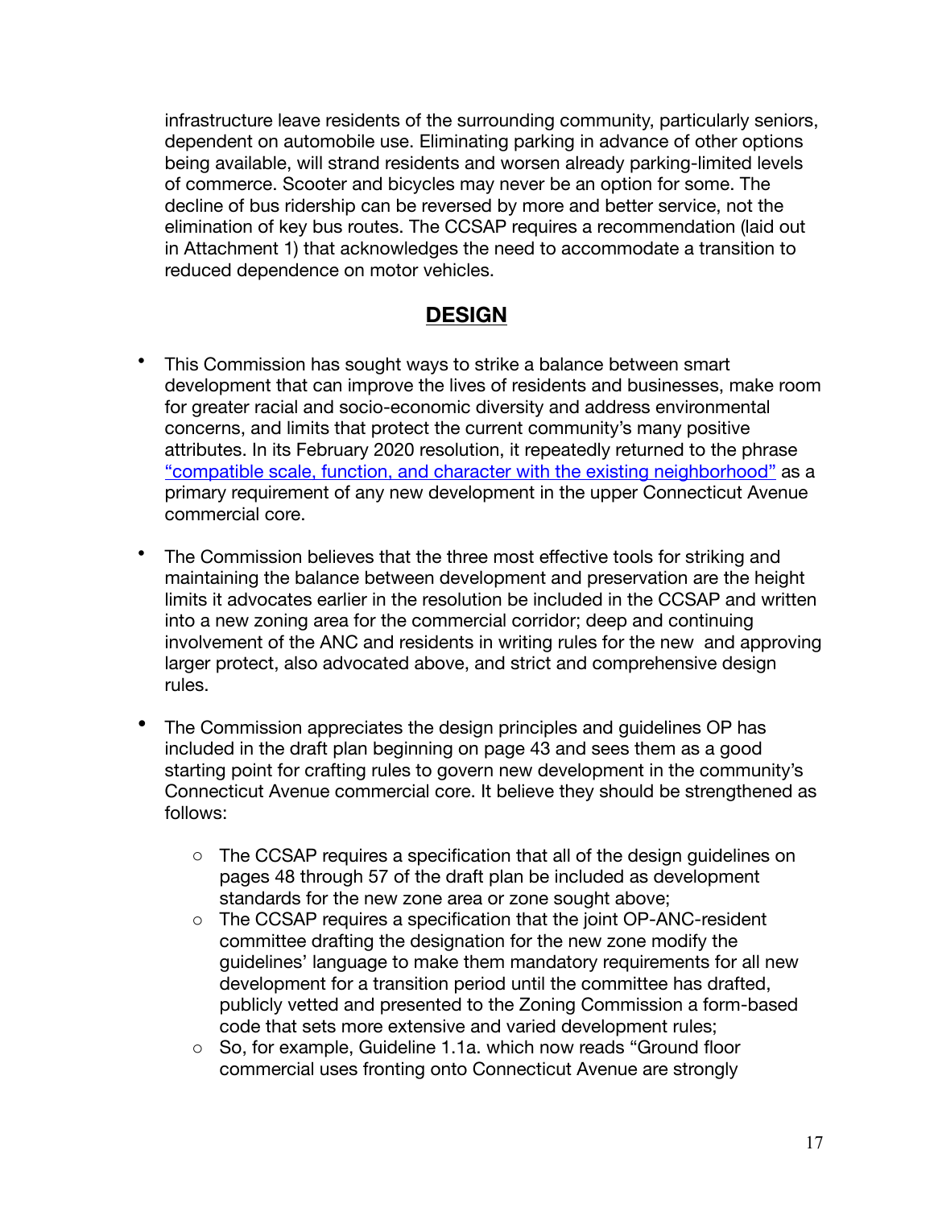infrastructure leave residents of the surrounding community, particularly seniors, dependent on automobile use. Eliminating parking in advance of other options being available, will strand residents and worsen already parking-limited levels of commerce. Scooter and bicycles may never be an option for some. The decline of bus ridership can be reversed by more and better service, not the elimination of key bus routes. The CCSAP requires a recommendation (laid out in Attachment 1) that acknowledges the need to accommodate a transition to reduced dependence on motor vehicles.

## **DESIGN**

- This Commission has sought ways to strike a balance between smart development that can improve the lives of residents and businesses, make room for greater racial and socio-economic diversity and address environmental concerns, and limits that protect the current community's many positive attributes. In its February 2020 resolution, it repeatedly returned to the phrase "compatible scale, function, and character with the existing neighborhood" as a primary requirement of any new development in the upper Connecticut Avenue commercial core.

- The Commission believes that the three most effective tools for striking and maintaining the balance between development and preservation are the height limits it advocates earlier in the resolution be included in the CCSAP and written into a new zoning area for the commercial corridor; deep and continuing involvement of the ANC and residents in writing rules for the new and approving larger protect, also advocated above, and strict and comprehensive design rules.

- The Commission appreciates the design principles and guidelines OP has included in the draft plan beginning on page 43 and sees them as a good starting point for crafting rules to govern new development in the community's Connecticut Avenue commercial core. It believe they should be strengthened as follows:

  - The CCSAP requires a specification that all of the design guidelines on pages 48 through 57 of the draft plan be included as development standards for the new zone area or zone sought above;
  - The CCSAP requires a specification that the joint OP-ANC-resident committee drafting the designation for the new zone modify the guidelines' language to make them mandatory requirements for all new development for a transition period until the committee has drafted, publicly vetted and presented to the Zoning Commission a form-based code that sets more extensive and varied development rules;
  - So, for example, Guideline 1.1a. which now reads "Ground floor commercial uses fronting onto Connecticut Avenue are strongly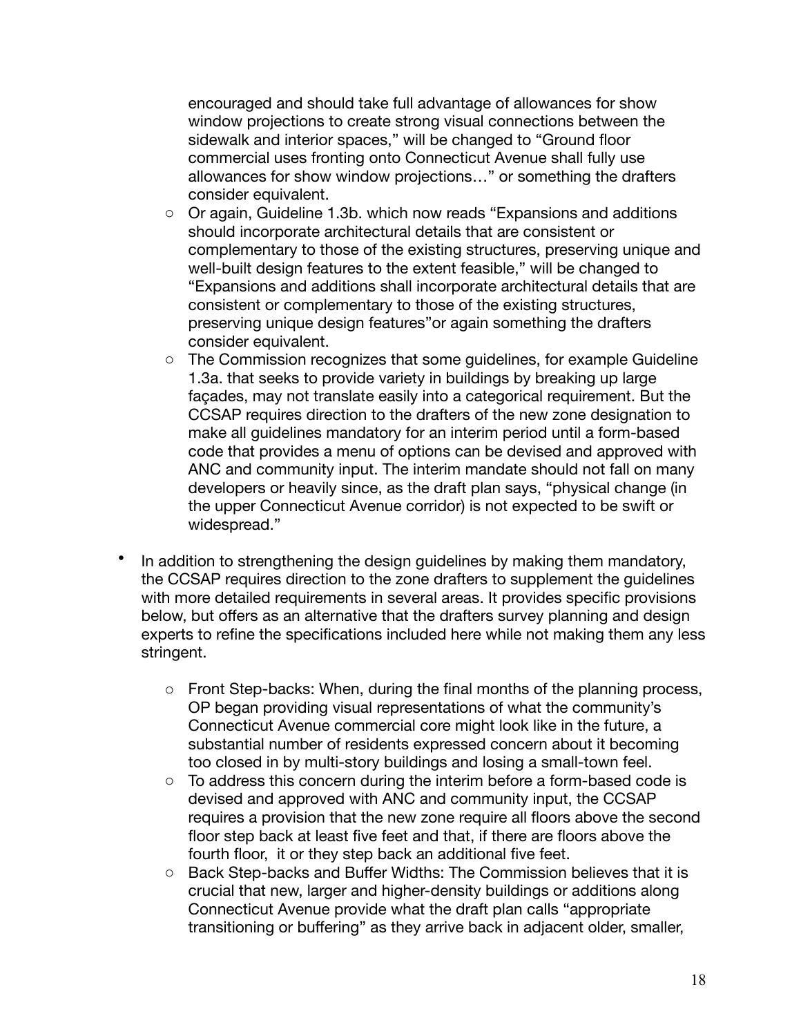encouraged and should take full advantage of allowances for show window projections to create strong visual connections between the sidewalk and interior spaces," will be changed to "Ground floor commercial uses fronting onto Connecticut Avenue shall fully use allowances for show window projections…" or something the drafters consider equivalent.

  - Or again, Guideline 1.3b. which now reads "Expansions and additions should incorporate architectural details that are consistent or complementary to those of the existing structures, preserving unique and well-built design features to the extent feasible," will be changed to "Expansions and additions shall incorporate architectural details that are consistent or complementary to those of the existing structures, preserving unique design features"or again something the drafters consider equivalent.
  - The Commission recognizes that some guidelines, for example Guideline 1.3a. that seeks to provide variety in buildings by breaking up large façades, may not translate easily into a categorical requirement. But the CCSAP requires direction to the drafters of the new zone designation to make all guidelines mandatory for an interim period until a form-based code that provides a menu of options can be devised and approved with ANC and community input. The interim mandate should not fall on many developers or heavily since, as the draft plan says, "physical change (in the upper Connecticut Avenue corridor) is not expected to be swift or widespread."

- In addition to strengthening the design guidelines by making them mandatory, the CCSAP requires direction to the zone drafters to supplement the guidelines with more detailed requirements in several areas. It provides specific provisions below, but offers as an alternative that the drafters survey planning and design experts to refine the specifications included here while not making them any less stringent.

  - Front Step-backs: When, during the final months of the planning process, OP began providing visual representations of what the community's Connecticut Avenue commercial core might look like in the future, a substantial number of residents expressed concern about it becoming too closed in by multi-story buildings and losing a small-town feel.
  - To address this concern during the interim before a form-based code is devised and approved with ANC and community input, the CCSAP requires a provision that the new zone require all floors above the second floor step back at least five feet and that, if there are floors above the fourth floor, it or they step back an additional five feet.
  - Back Step-backs and Buffer Widths: The Commission believes that it is crucial that new, larger and higher-density buildings or additions along Connecticut Avenue provide what the draft plan calls "appropriate transitioning or buffering" as they arrive back in adjacent older, smaller,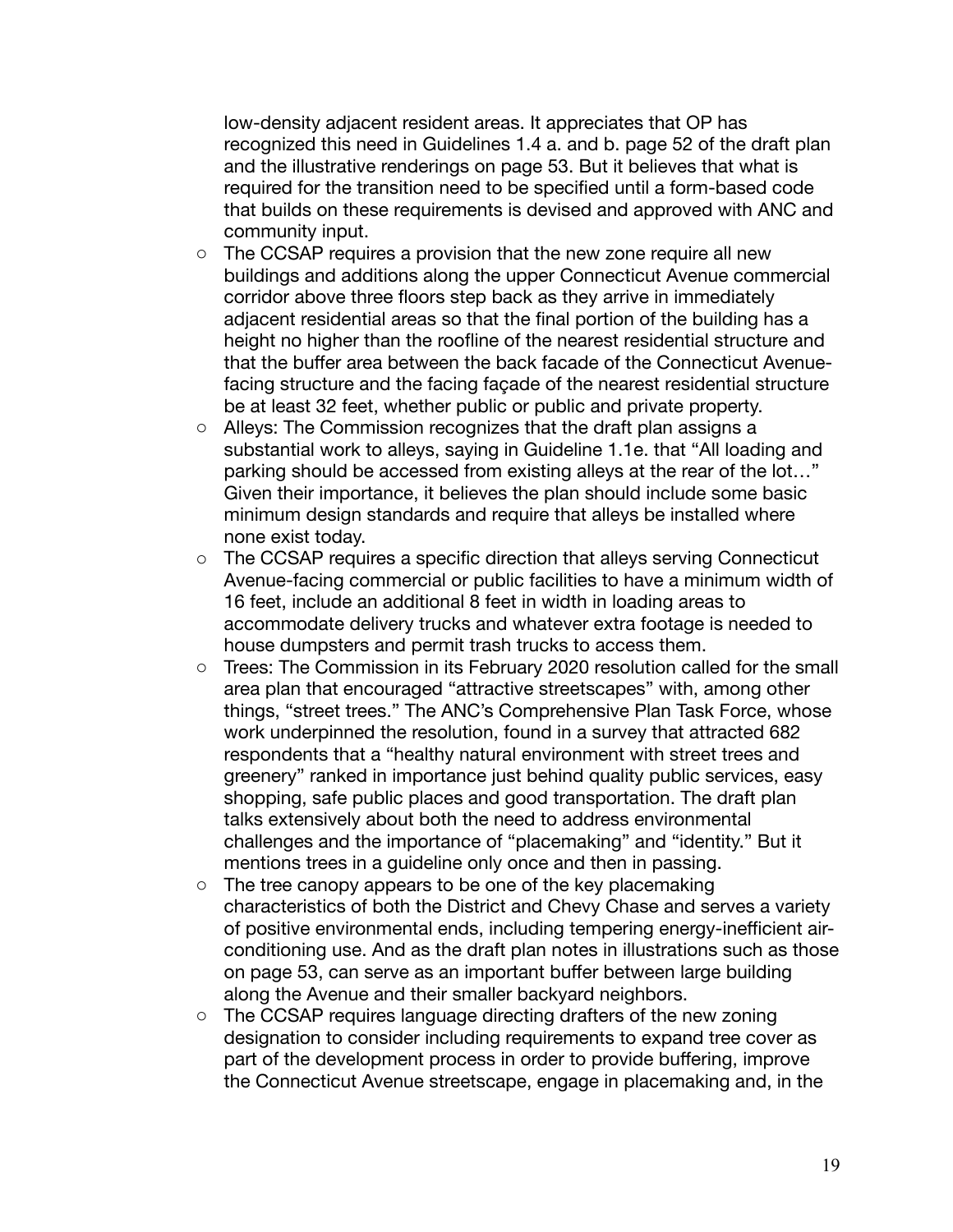low-density adjacent resident areas. It appreciates that OP has recognized this need in Guidelines 1.4 a. and b. page 52 of the draft plan and the illustrative renderings on page 53. But it believes that what is required for the transition need to be specified until a form-based code that builds on these requirements is devised and approved with ANC and community input.

- The CCSAP requires a provision that the new zone require all new buildings and additions along the upper Connecticut Avenue commercial corridor above three floors step back as they arrive in immediately adjacent residential areas so that the final portion of the building has a height no higher than the roofline of the nearest residential structure and that the buffer area between the back facade of the Connecticut Avenue-facing structure and the facing façade of the nearest residential structure be at least 32 feet, whether public or public and private property.
- Alleys: The Commission recognizes that the draft plan assigns a substantial work to alleys, saying in Guideline 1.1e. that "All loading and parking should be accessed from existing alleys at the rear of the lot…" Given their importance, it believes the plan should include some basic minimum design standards and require that alleys be installed where none exist today.
- The CCSAP requires a specific direction that alleys serving Connecticut Avenue-facing commercial or public facilities to have a minimum width of 16 feet, include an additional 8 feet in width in loading areas to accommodate delivery trucks and whatever extra footage is needed to house dumpsters and permit trash trucks to access them.
- Trees: The Commission in its February 2020 resolution called for the small area plan that encouraged "attractive streetscapes" with, among other things, "street trees." The ANC's Comprehensive Plan Task Force, whose work underpinned the resolution, found in a survey that attracted 682 respondents that a "healthy natural environment with street trees and greenery" ranked in importance just behind quality public services, easy shopping, safe public places and good transportation. The draft plan talks extensively about both the need to address environmental challenges and the importance of "placemaking" and "identity." But it mentions trees in a guideline only once and then in passing.
- The tree canopy appears to be one of the key placemaking characteristics of both the District and Chevy Chase and serves a variety of positive environmental ends, including tempering energy-inefficient air-conditioning use. And as the draft plan notes in illustrations such as those on page 53, can serve as an important buffer between large building along the Avenue and their smaller backyard neighbors.
- The CCSAP requires language directing drafters of the new zoning designation to consider including requirements to expand tree cover as part of the development process in order to provide buffering, improve the Connecticut Avenue streetscape, engage in placemaking and, in the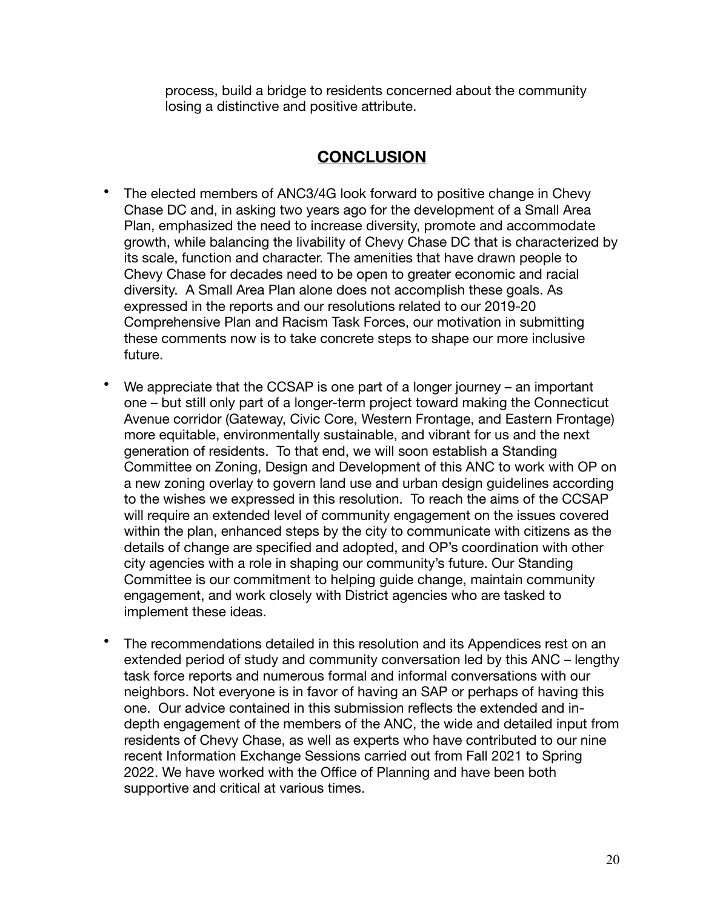process, build a bridge to residents concerned about the community losing a distinctive and positive attribute.

## **CONCLUSION**

- The elected members of ANC3/4G look forward to positive change in Chevy Chase DC and, in asking two years ago for the development of a Small Area Plan, emphasized the need to increase diversity, promote and accommodate growth, while balancing the livability of Chevy Chase DC that is characterized by its scale, function and character. The amenities that have drawn people to Chevy Chase for decades need to be open to greater economic and racial diversity. A Small Area Plan alone does not accomplish these goals. As expressed in the reports and our resolutions related to our 2019-20 Comprehensive Plan and Racism Task Forces, our motivation in submitting these comments now is to take concrete steps to shape our more inclusive future.

- We appreciate that the CCSAP is one part of a longer journey – an important one – but still only part of a longer-term project toward making the Connecticut Avenue corridor (Gateway, Civic Core, Western Frontage, and Eastern Frontage) more equitable, environmentally sustainable, and vibrant for us and the next generation of residents. To that end, we will soon establish a Standing Committee on Zoning, Design and Development of this ANC to work with OP on a new zoning overlay to govern land use and urban design guidelines according to the wishes we expressed in this resolution. To reach the aims of the CCSAP will require an extended level of community engagement on the issues covered within the plan, enhanced steps by the city to communicate with citizens as the details of change are specified and adopted, and OP's coordination with other city agencies with a role in shaping our community's future. Our Standing Committee is our commitment to helping guide change, maintain community engagement, and work closely with District agencies who are tasked to implement these ideas.

- The recommendations detailed in this resolution and its Appendices rest on an extended period of study and community conversation led by this ANC – lengthy task force reports and numerous formal and informal conversations with our neighbors. Not everyone is in favor of having an SAP or perhaps of having this one. Our advice contained in this submission reflects the extended and in-depth engagement of the members of the ANC, the wide and detailed input from residents of Chevy Chase, as well as experts who have contributed to our nine recent Information Exchange Sessions carried out from Fall 2021 to Spring 2022. We have worked with the Office of Planning and have been both supportive and critical at various times.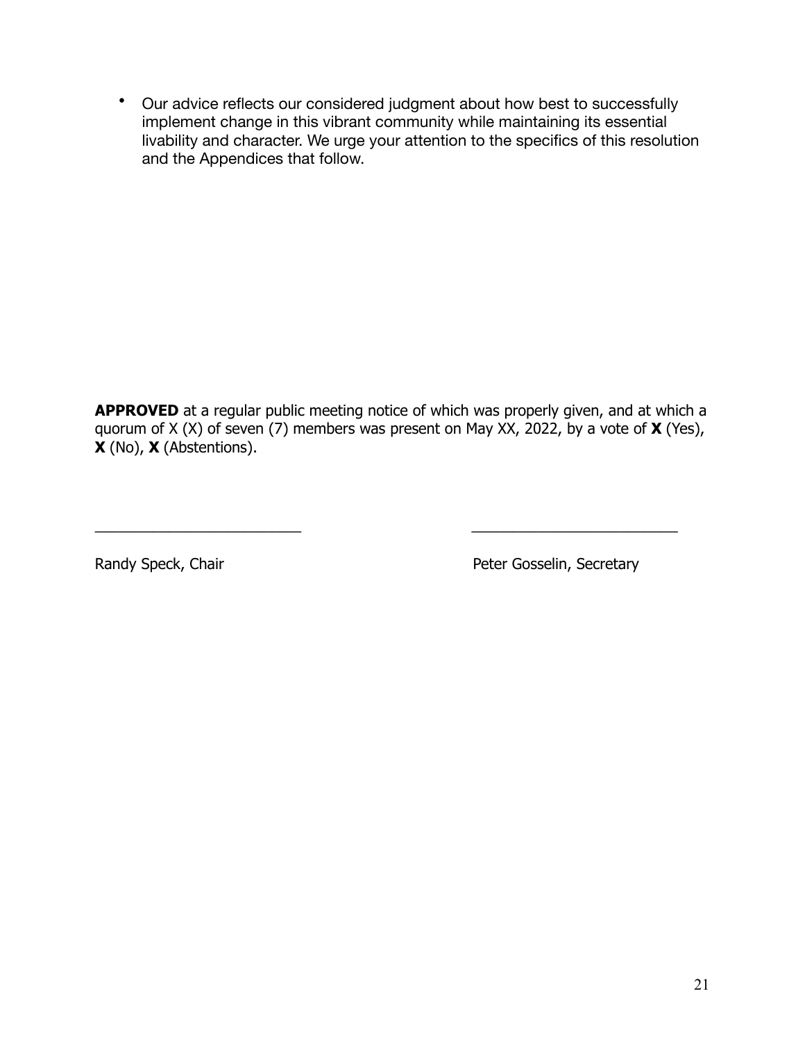- Our advice reflects our considered judgment about how best to successfully implement change in this vibrant community while maintaining its essential livability and character. We urge your attention to the specifics of this resolution and the Appendices that follow.

**APPROVED** at a regular public meeting notice of which was properly given, and at which a quorum of X (X) of seven (7) members was present on May XX, 2022, by a vote of **X** (Yes), **X** (No), **X** (Abstentions).

_________________________ _________________________

Randy Speck, Chair Peter Gosselin, Secretary